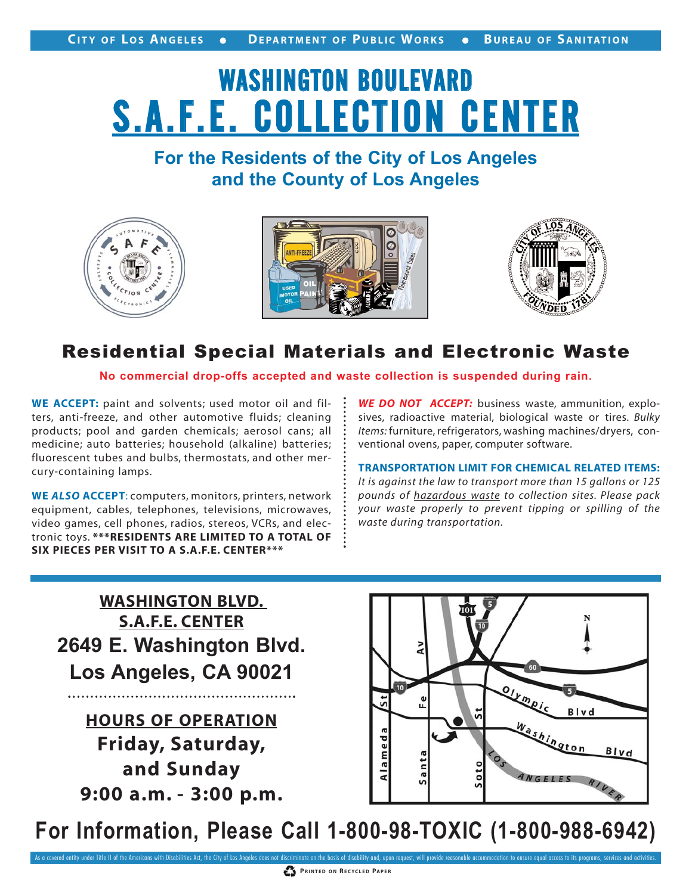CITY OF LOS ANGELES • DEPARTMENT OF PUBLIC WORKS • BUREAU OF SANITATION

# WASHINGTON BOULEVARD
# S.A.F.E. COLLECTION CENTER

## For the Residents of the City of Los Angeles and the County of Los Angeles

## Residential Special Materials and Electronic Waste

**No commercial drop-offs accepted and waste collection is suspended during rain.**

**WE ACCEPT:** paint and solvents; used motor oil and filters, anti-freeze, and other automotive fluids; cleaning products; pool and garden chemicals; aerosol cans; all medicine; auto batteries; household (alkaline) batteries; fluorescent tubes and bulbs, thermostats, and other mercury-containing lamps.

**WE *ALSO* ACCEPT**: computers, monitors, printers, network equipment, cables, telephones, televisions, microwaves, video games, cell phones, radios, stereos, VCRs, and electronic toys. **\*\*\*RESIDENTS ARE LIMITED TO A TOTAL OF SIX PIECES PER VISIT TO A S.A.F.E. CENTER\*\*\***

***WE DO NOT ACCEPT:*** business waste, ammunition, explosives, radioactive material, biological waste or tires. *Bulky Items:* furniture, refrigerators, washing machines/dryers, conventional ovens, paper, computer software.

**TRANSPORTATION LIMIT FOR CHEMICAL RELATED ITEMS:**
*It is against the law to transport more than 15 gallons or 125 pounds of hazardous waste to collection sites. Please pack your waste properly to prevent tipping or spilling of the waste during transportation.*

**WASHINGTON BLVD. S.A.F.E. CENTER**
**2649 E. Washington Blvd.**
**Los Angeles, CA 90021**

**HOURS OF OPERATION**
**Friday, Saturday, and Sunday**
**9:00 a.m. - 3:00 p.m.**

## For Information, Please Call 1-800-98-TOXIC (1-800-988-6942)

As a covered entity under Title II of the Americans with Disabilities Act, the City of Los Angeles does not discriminate on the basis of disability and, upon request, will provide reasonable accommodation to ensure equal access to its programs, services and activities.

PRINTED ON RECYCLED PAPER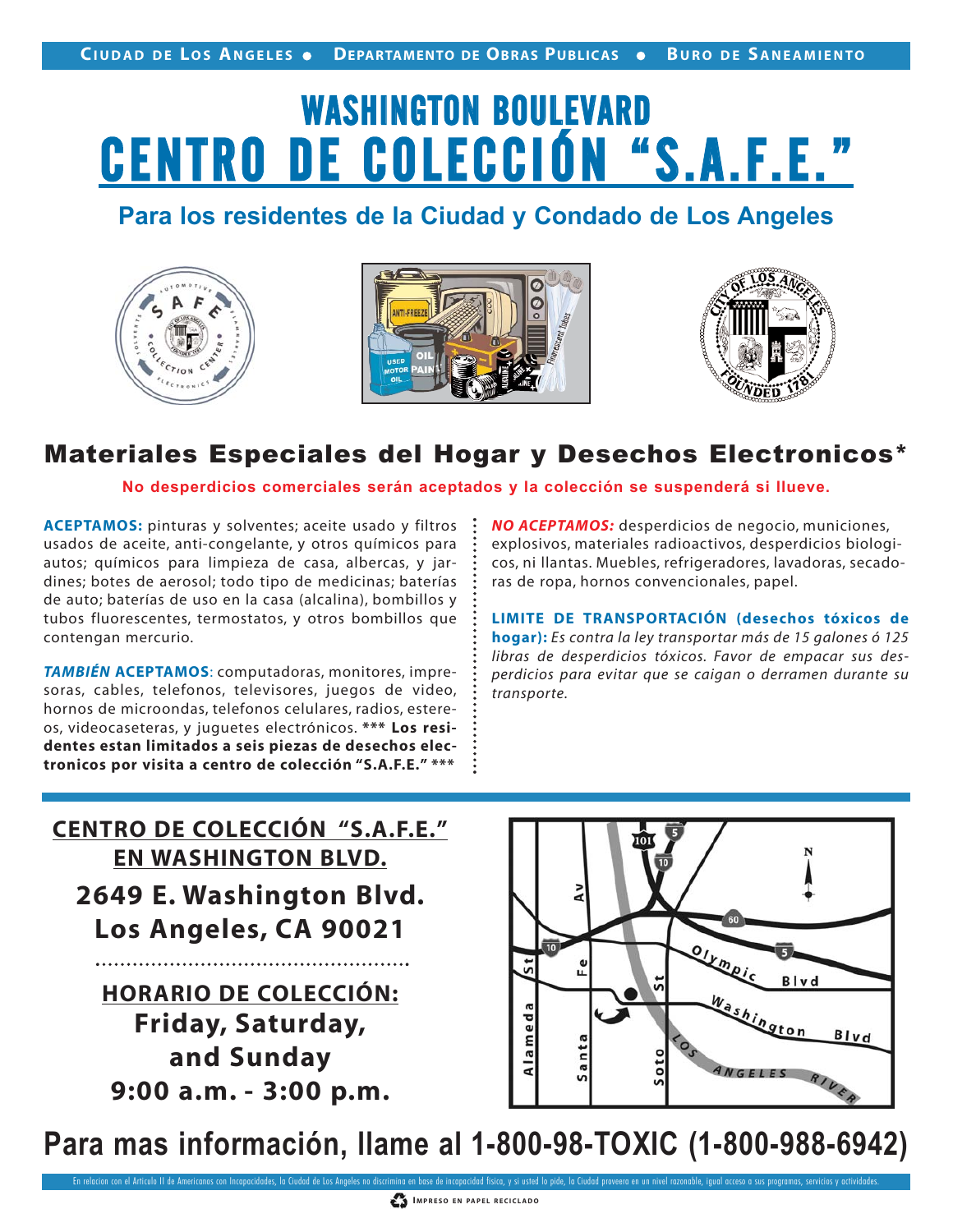CIUDAD DE LOS ANGELES • DEPARTAMENTO DE OBRAS PUBLICAS • BURO DE SANEAMIENTO

# WASHINGTON BOULEVARD
# CENTRO DE COLECCIÓN "S.A.F.E."

**Para los residentes de la Ciudad y Condado de Los Angeles**

## Materiales Especiales del Hogar y Desechos Electronicos*

**No desperdicios comerciales serán aceptados y la colección se suspenderá si llueve.**

**ACEPTAMOS:** pinturas y solventes; aceite usado y filtros usados de aceite, anti-congelante, y otros químicos para autos; químicos para limpieza de casa, albercas, y jardines; botes de aerosol; todo tipo de medicinas; baterías de auto; baterías de uso en la casa (alcalina), bombillos y tubos fluorescentes, termostatos, y otros bombillos que contengan mercurio.

***TAMBIÉN* ACEPTAMOS**: computadoras, monitores, impresoras, cables, telefonos, televisores, juegos de video, hornos de microondas, telefonos celulares, radios, estereos, videocaseteras, y juguetes electrónicos. *** **Los residentes estan limitados a seis piezas de desechos electronicos por visita a centro de colección "S.A.F.E." *****

***NO ACEPTAMOS:*** desperdicios de negocio, municiones, explosivos, materiales radioactivos, desperdicios biologicos, ni llantas. Muebles, refrigeradores, lavadoras, secadoras de ropa, hornos convencionales, papel.

**LIMITE DE TRANSPORTACIÓN (desechos tóxicos de hogar):** *Es contra la ley transportar más de 15 galones ó 125 libras de desperdicios tóxicos. Favor de empacar sus desperdicios para evitar que se caigan o derramen durante su transporte.*

### CENTRO DE COLECCIÓN "S.A.F.E." EN WASHINGTON BLVD.

**2649 E. Washington Blvd.**
**Los Angeles, CA 90021**

### HORARIO DE COLECCIÓN:

**Friday, Saturday, and Sunday**
**9:00 a.m. - 3:00 p.m.**

101
5
10
N
Av
60
10
Olympic Blvd
5
St
Fe
St
Washington Blvd
Alameda
Santa
Soto
LOS ANGELES RIVER

## Para mas información, llame al 1-800-98-TOXIC (1-800-988-6942)

En relacion con el Articulo II de Americanos con Incapacidades, la Ciudad de Los Angeles no discrimina en base de incapacidad fisica, y si usted lo pide, la Ciudad proveera en un nivel razonable, igual acceso a sus programas, servicios y actividades.

IMPRESO EN PAPEL RECICLADO